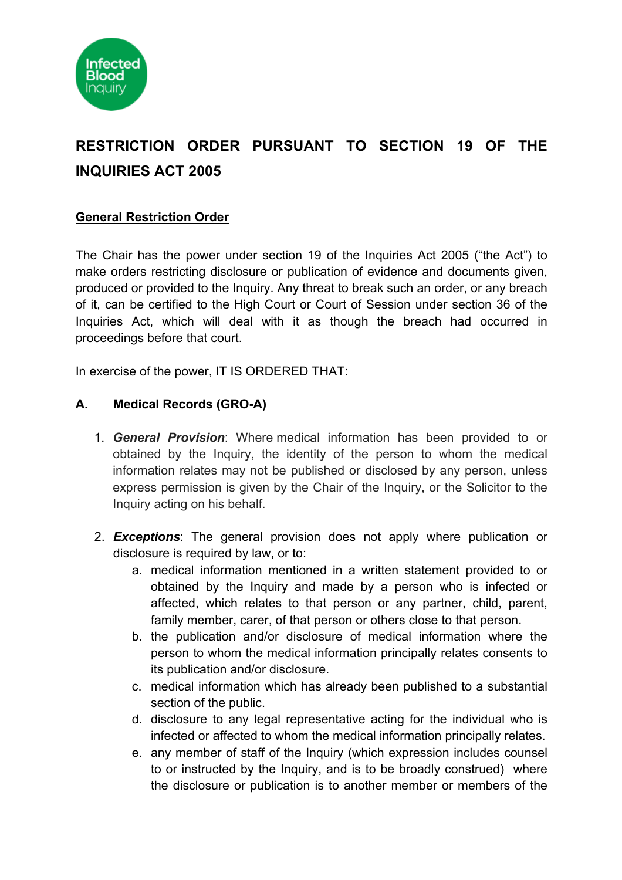# RESTRICTION ORDER PURSUANT TO SECTION 19 OF THE INQUIRIES ACT 2005

## General Restriction Order

The Chair has the power under section 19 of the Inquiries Act 2005 ("the Act") to make orders restricting disclosure or publication of evidence and documents given, produced or provided to the Inquiry. Any threat to break such an order, or any breach of it, can be certified to the High Court or Court of Session under section 36 of the Inquiries Act, which will deal with it as though the breach had occurred in proceedings before that court.

In exercise of the power, IT IS ORDERED THAT:

### A. Medical Records (GRO-A)

1. ***General Provision***: Where medical information has been provided to or obtained by the Inquiry, the identity of the person to whom the medical information relates may not be published or disclosed by any person, unless express permission is given by the Chair of the Inquiry, or the Solicitor to the Inquiry acting on his behalf.

2. ***Exceptions***: The general provision does not apply where publication or disclosure is required by law, or to:
   a. medical information mentioned in a written statement provided to or obtained by the Inquiry and made by a person who is infected or affected, which relates to that person or any partner, child, parent, family member, carer, of that person or others close to that person.
   b. the publication and/or disclosure of medical information where the person to whom the medical information principally relates consents to its publication and/or disclosure.
   c. medical information which has already been published to a substantial section of the public.
   d. disclosure to any legal representative acting for the individual who is infected or affected to whom the medical information principally relates.
   e. any member of staff of the Inquiry (which expression includes counsel to or instructed by the Inquiry, and is to be broadly construed) where the disclosure or publication is to another member or members of the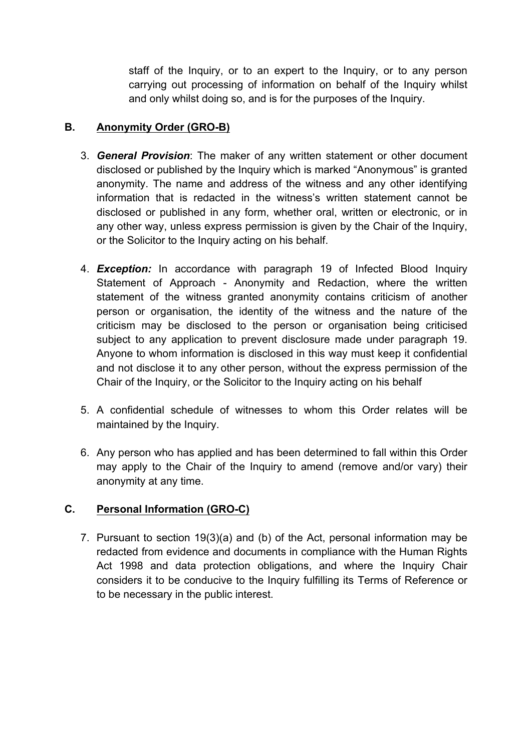staff of the Inquiry, or to an expert to the Inquiry, or to any person carrying out processing of information on behalf of the Inquiry whilst and only whilst doing so, and is for the purposes of the Inquiry.

## B. Anonymity Order (GRO-B)

3. ***General Provision***: The maker of any written statement or other document disclosed or published by the Inquiry which is marked "Anonymous" is granted anonymity. The name and address of the witness and any other identifying information that is redacted in the witness's written statement cannot be disclosed or published in any form, whether oral, written or electronic, or in any other way, unless express permission is given by the Chair of the Inquiry, or the Solicitor to the Inquiry acting on his behalf.

4. ***Exception:*** In accordance with paragraph 19 of Infected Blood Inquiry Statement of Approach - Anonymity and Redaction, where the written statement of the witness granted anonymity contains criticism of another person or organisation, the identity of the witness and the nature of the criticism may be disclosed to the person or organisation being criticised subject to any application to prevent disclosure made under paragraph 19. Anyone to whom information is disclosed in this way must keep it confidential and not disclose it to any other person, without the express permission of the Chair of the Inquiry, or the Solicitor to the Inquiry acting on his behalf

5. A confidential schedule of witnesses to whom this Order relates will be maintained by the Inquiry.

6. Any person who has applied and has been determined to fall within this Order may apply to the Chair of the Inquiry to amend (remove and/or vary) their anonymity at any time.

## C. Personal Information (GRO-C)

7. Pursuant to section 19(3)(a) and (b) of the Act, personal information may be redacted from evidence and documents in compliance with the Human Rights Act 1998 and data protection obligations, and where the Inquiry Chair considers it to be conducive to the Inquiry fulfilling its Terms of Reference or to be necessary in the public interest.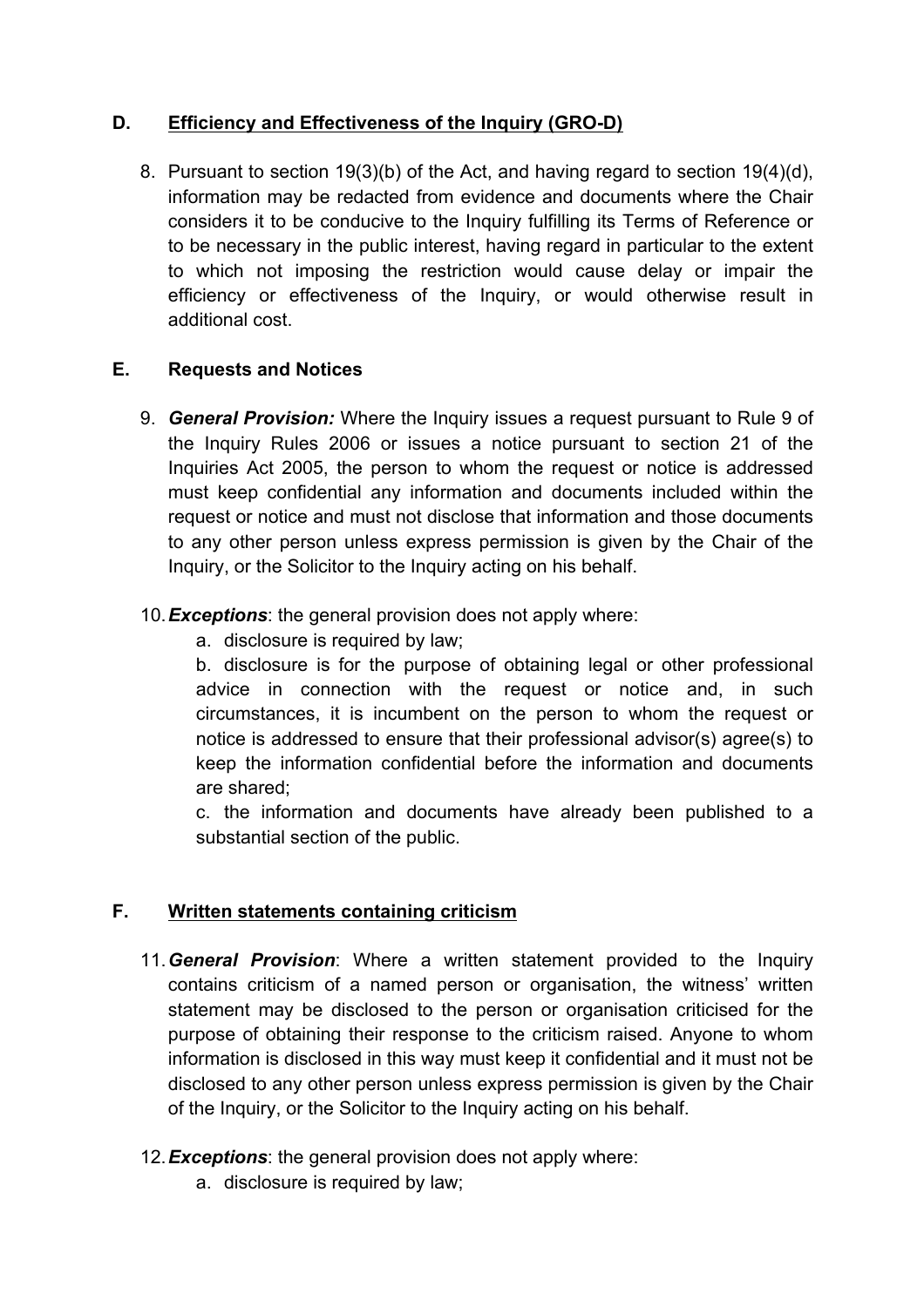## D. Efficiency and Effectiveness of the Inquiry (GRO-D)

8. Pursuant to section 19(3)(b) of the Act, and having regard to section 19(4)(d), information may be redacted from evidence and documents where the Chair considers it to be conducive to the Inquiry fulfilling its Terms of Reference or to be necessary in the public interest, having regard in particular to the extent to which not imposing the restriction would cause delay or impair the efficiency or effectiveness of the Inquiry, or would otherwise result in additional cost.

## E. Requests and Notices

9. ***General Provision:*** Where the Inquiry issues a request pursuant to Rule 9 of the Inquiry Rules 2006 or issues a notice pursuant to section 21 of the Inquiries Act 2005, the person to whom the request or notice is addressed must keep confidential any information and documents included within the request or notice and must not disclose that information and those documents to any other person unless express permission is given by the Chair of the Inquiry, or the Solicitor to the Inquiry acting on his behalf.

10. ***Exceptions***: the general provision does not apply where:
    a. disclosure is required by law;
    b. disclosure is for the purpose of obtaining legal or other professional advice in connection with the request or notice and, in such circumstances, it is incumbent on the person to whom the request or notice is addressed to ensure that their professional advisor(s) agree(s) to keep the information confidential before the information and documents are shared;
    c. the information and documents have already been published to a substantial section of the public.

## F. Written statements containing criticism

11. ***General Provision***: Where a written statement provided to the Inquiry contains criticism of a named person or organisation, the witness' written statement may be disclosed to the person or organisation criticised for the purpose of obtaining their response to the criticism raised. Anyone to whom information is disclosed in this way must keep it confidential and it must not be disclosed to any other person unless express permission is given by the Chair of the Inquiry, or the Solicitor to the Inquiry acting on his behalf.

12. ***Exceptions***: the general provision does not apply where:
    a. disclosure is required by law;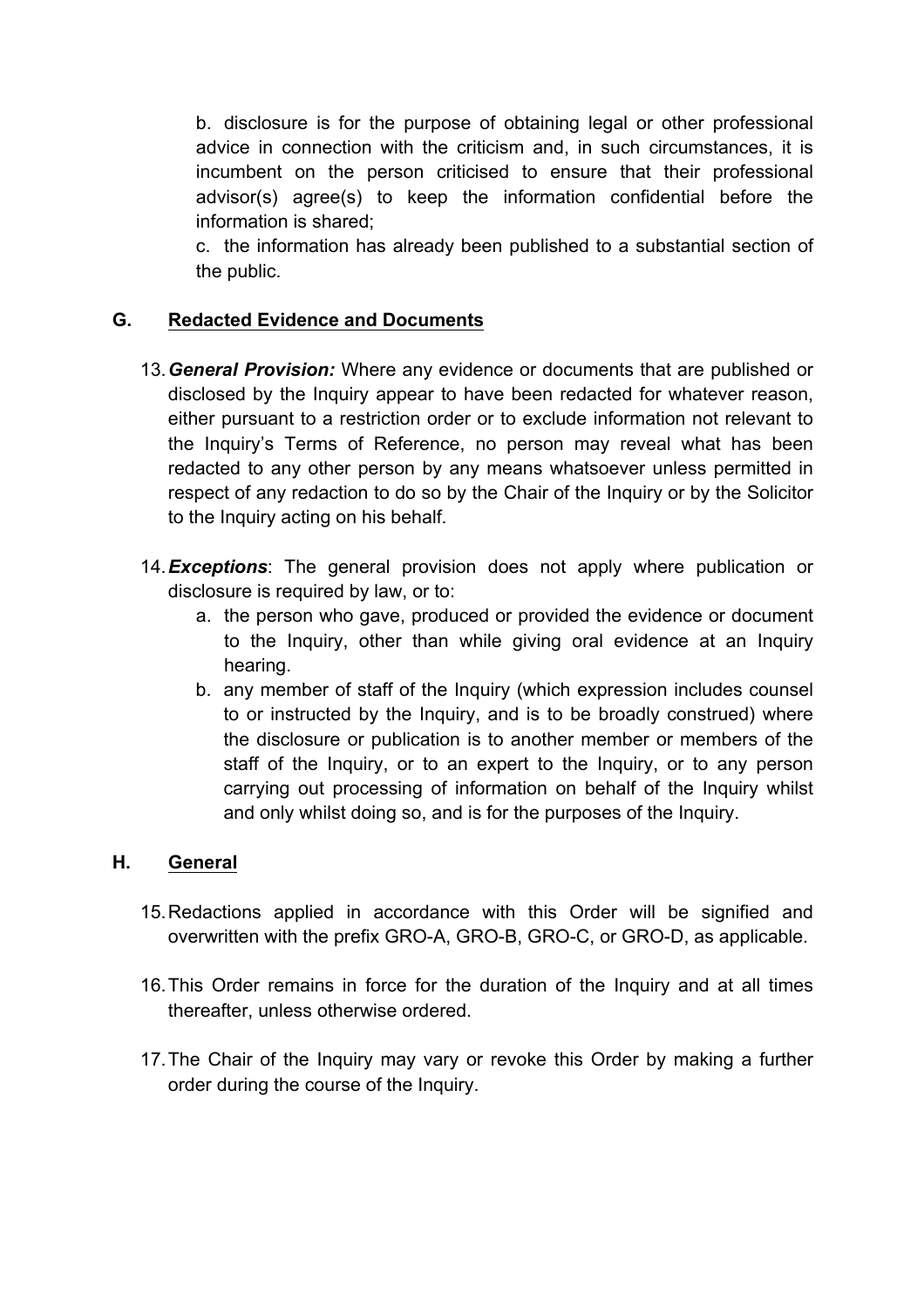b. disclosure is for the purpose of obtaining legal or other professional advice in connection with the criticism and, in such circumstances, it is incumbent on the person criticised to ensure that their professional advisor(s) agree(s) to keep the information confidential before the information is shared;

c. the information has already been published to a substantial section of the public.

## G. Redacted Evidence and Documents

13. ***General Provision:*** Where any evidence or documents that are published or disclosed by the Inquiry appear to have been redacted for whatever reason, either pursuant to a restriction order or to exclude information not relevant to the Inquiry's Terms of Reference, no person may reveal what has been redacted to any other person by any means whatsoever unless permitted in respect of any redaction to do so by the Chair of the Inquiry or by the Solicitor to the Inquiry acting on his behalf.

14. ***Exceptions***: The general provision does not apply where publication or disclosure is required by law, or to:
    a. the person who gave, produced or provided the evidence or document to the Inquiry, other than while giving oral evidence at an Inquiry hearing.
    b. any member of staff of the Inquiry (which expression includes counsel to or instructed by the Inquiry, and is to be broadly construed) where the disclosure or publication is to another member or members of the staff of the Inquiry, or to an expert to the Inquiry, or to any person carrying out processing of information on behalf of the Inquiry whilst and only whilst doing so, and is for the purposes of the Inquiry.

## H. General

15. Redactions applied in accordance with this Order will be signified and overwritten with the prefix GRO-A, GRO-B, GRO-C, or GRO-D, as applicable.

16. This Order remains in force for the duration of the Inquiry and at all times thereafter, unless otherwise ordered.

17. The Chair of the Inquiry may vary or revoke this Order by making a further order during the course of the Inquiry.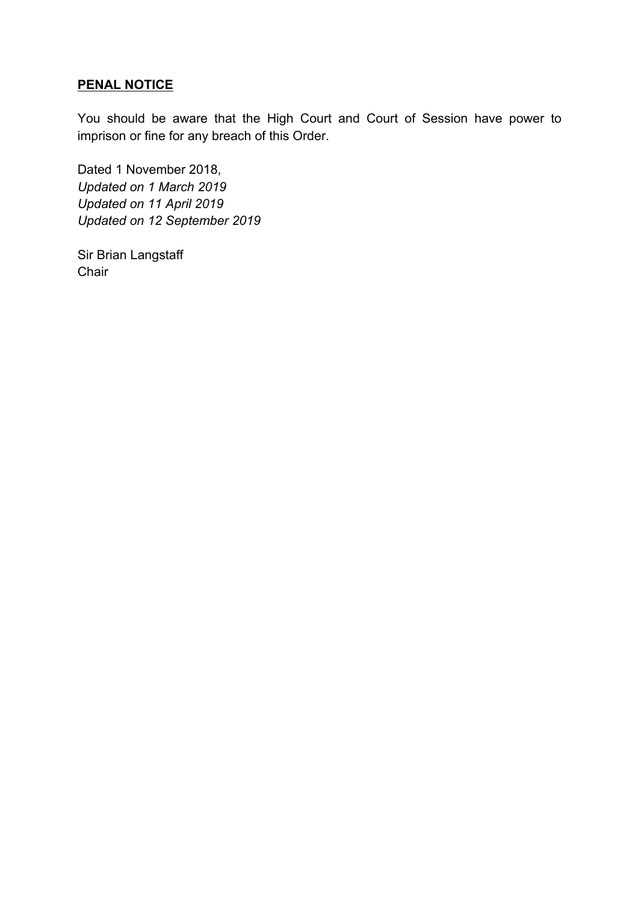**PENAL NOTICE**

You should be aware that the High Court and Court of Session have power to imprison or fine for any breach of this Order.

Dated 1 November 2018,
*Updated on 1 March 2019*
*Updated on 11 April 2019*
*Updated on 12 September 2019*

Sir Brian Langstaff
Chair